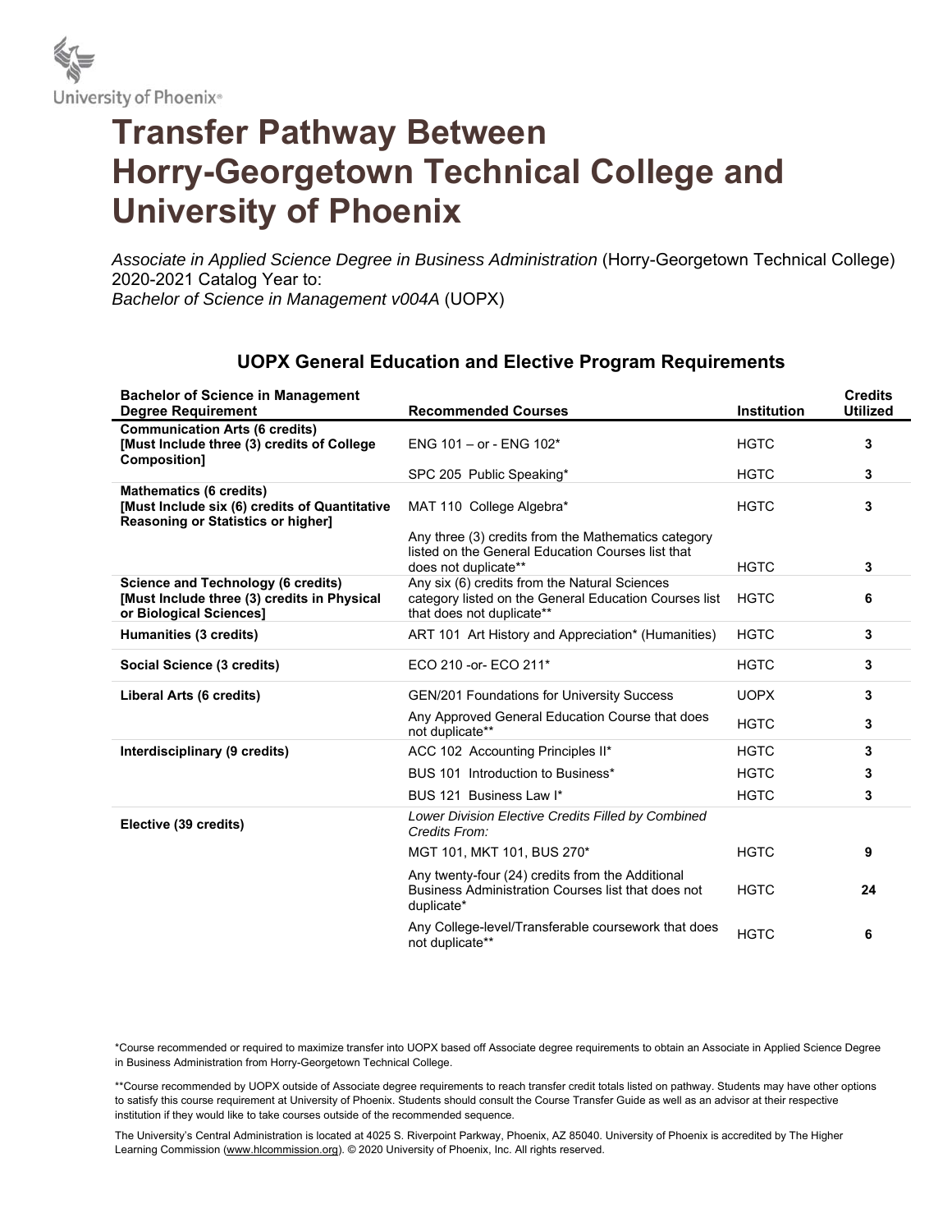# Transfer Pathway Between Horry-Georgetown Technical College and University of Phoenix

*Associate in Applied Science Degree in Business Administration* (Horry-Georgetown Technical College) 2020-2021 Catalog Year to:
*Bachelor of Science in Management v004A* (UOPX)

## UOPX General Education and Elective Program Requirements

| Bachelor of Science in Management Degree Requirement | Recommended Courses | Institution | Credits Utilized |
|---|---|---|---|
| **Communication Arts (6 credits) [Must Include three (3) credits of College Composition]** | ENG 101 – or - ENG 102* | HGTC | **3** |
| | SPC 205 Public Speaking* | HGTC | **3** |
| **Mathematics (6 credits) [Must Include six (6) credits of Quantitative Reasoning or Statistics or higher]** | MAT 110 College Algebra* | HGTC | **3** |
| | Any three (3) credits from the Mathematics category listed on the General Education Courses list that does not duplicate** | HGTC | **3** |
| **Science and Technology (6 credits) [Must Include three (3) credits in Physical or Biological Sciences]** | Any six (6) credits from the Natural Sciences category listed on the General Education Courses list that does not duplicate** | HGTC | **6** |
| **Humanities (3 credits)** | ART 101 Art History and Appreciation* (Humanities) | HGTC | **3** |
| **Social Science (3 credits)** | ECO 210 -or- ECO 211* | HGTC | **3** |
| **Liberal Arts (6 credits)** | GEN/201 Foundations for University Success | UOPX | **3** |
| | Any Approved General Education Course that does not duplicate** | HGTC | **3** |
| **Interdisciplinary (9 credits)** | ACC 102 Accounting Principles II* | HGTC | **3** |
| | BUS 101 Introduction to Business* | HGTC | **3** |
| | BUS 121 Business Law I* | HGTC | **3** |
| **Elective (39 credits)** | *Lower Division Elective Credits Filled by Combined Credits From:* | | |
| | MGT 101, MKT 101, BUS 270* | HGTC | **9** |
| | Any twenty-four (24) credits from the Additional Business Administration Courses list that does not duplicate* | HGTC | **24** |
| | Any College-level/Transferable coursework that does not duplicate** | HGTC | **6** |

*Course recommended or required to maximize transfer into UOPX based off Associate degree requirements to obtain an Associate in Applied Science Degree in Business Administration from Horry-Georgetown Technical College.

**Course recommended by UOPX outside of Associate degree requirements to reach transfer credit totals listed on pathway. Students may have other options to satisfy this course requirement at University of Phoenix. Students should consult the Course Transfer Guide as well as an advisor at their respective institution if they would like to take courses outside of the recommended sequence.

The University's Central Administration is located at 4025 S. Riverpoint Parkway, Phoenix, AZ 85040. University of Phoenix is accredited by The Higher Learning Commission (www.hlcommission.org). © 2020 University of Phoenix, Inc. All rights reserved.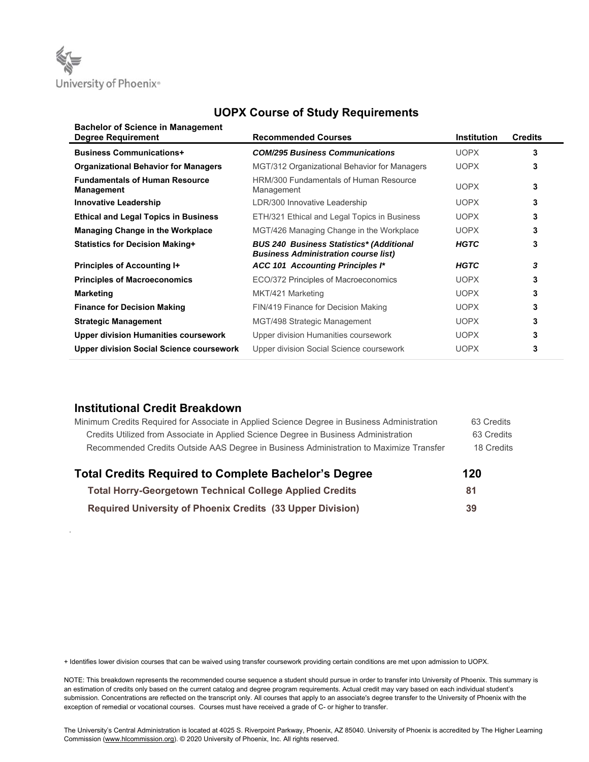University of Phoenix®

## UOPX Course of Study Requirements

| Bachelor of Science in Management Degree Requirement | Recommended Courses | Institution | Credits |
|---|---|---|---|
| **Business Communications+** | ***COM/295 Business Communications*** | UOPX | **3** |
| **Organizational Behavior for Managers** | MGT/312 Organizational Behavior for Managers | UOPX | **3** |
| **Fundamentals of Human Resource Management** | HRM/300 Fundamentals of Human Resource Management | UOPX | **3** |
| **Innovative Leadership** | LDR/300 Innovative Leadership | UOPX | **3** |
| **Ethical and Legal Topics in Business** | ETH/321 Ethical and Legal Topics in Business | UOPX | **3** |
| **Managing Change in the Workplace** | MGT/426 Managing Change in the Workplace | UOPX | **3** |
| **Statistics for Decision Making+** | ***BUS 240 Business Statistics* (Additional Business Administration course list)*** | ***HGTC*** | **3** |
| **Principles of Accounting I+** | ***ACC 101 Accounting Principles I**** | ***HGTC*** | ***3*** |
| **Principles of Macroeconomics** | ECO/372 Principles of Macroeconomics | UOPX | **3** |
| **Marketing** | MKT/421 Marketing | UOPX | **3** |
| **Finance for Decision Making** | FIN/419 Finance for Decision Making | UOPX | **3** |
| **Strategic Management** | MGT/498 Strategic Management | UOPX | **3** |
| **Upper division Humanities coursework** | Upper division Humanities coursework | UOPX | **3** |
| **Upper division Social Science coursework** | Upper division Social Science coursework | UOPX | **3** |

### Institutional Credit Breakdown

| | |
|---|---|
| Minimum Credits Required for Associate in Applied Science Degree in Business Administration | 63 Credits |
| Credits Utilized from Associate in Applied Science Degree in Business Administration | 63 Credits |
| Recommended Credits Outside AAS Degree in Business Administration to Maximize Transfer | 18 Credits |

| | |
|---|---|
| **Total Credits Required to Complete Bachelor's Degree** | **120** |
| **Total Horry-Georgetown Technical College Applied Credits** | **81** |
| **Required University of Phoenix Credits (33 Upper Division)** | **39** |

+ Identifies lower division courses that can be waived using transfer coursework providing certain conditions are met upon admission to UOPX.

NOTE: This breakdown represents the recommended course sequence a student should pursue in order to transfer into University of Phoenix. This summary is an estimation of credits only based on the current catalog and degree program requirements. Actual credit may vary based on each individual student's submission. Concentrations are reflected on the transcript only. All courses that apply to an associate's degree transfer to the University of Phoenix with the exception of remedial or vocational courses. Courses must have received a grade of C- or higher to transfer.

The University's Central Administration is located at 4025 S. Riverpoint Parkway, Phoenix, AZ 85040. University of Phoenix is accredited by The Higher Learning Commission (www.hlcommission.org). © 2020 University of Phoenix, Inc. All rights reserved.